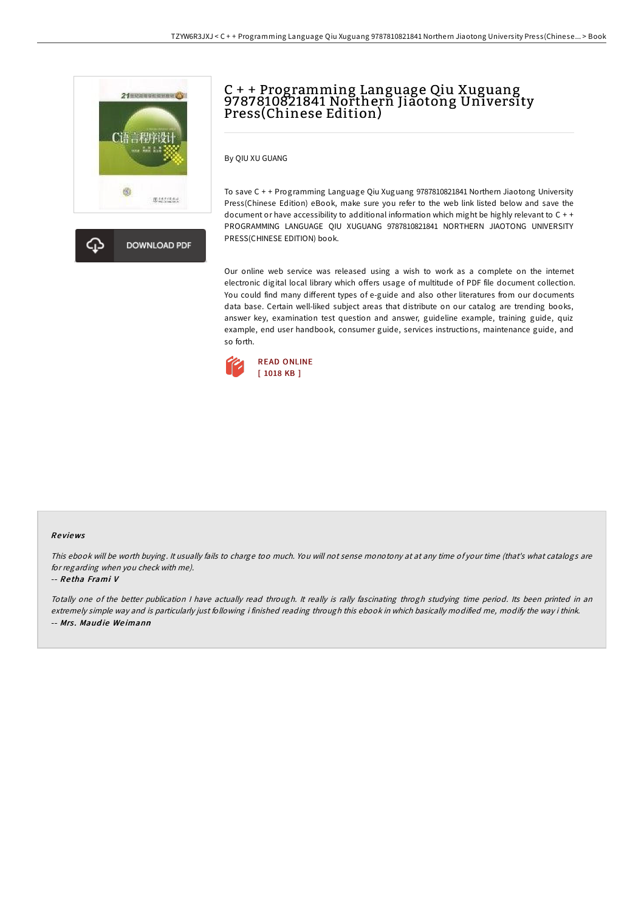# C + + Programming Language Qiu Xuguang 9787810821841 Northern Jiaotong University Press(Chinese Edition)

By QIU XU GUANG

To save C + + Programming Language Qiu Xuguang 9787810821841 Northern Jiaotong University Press(Chinese Edition) eBook, make sure you refer to the web link listed below and save the document or have accessibility to additional information which might be highly relevant to C + + PROGRAMMING LANGUAGE QIU XUGUANG 9787810821841 NORTHERN JIAOTONG UNIVERSITY PRESS(CHINESE EDITION) book.

Our online web service was released using a wish to work as a complete on the internet electronic digital local library which offers usage of multitude of PDF file document collection. You could find many different types of e-guide and also other literatures from our documents data base. Certain well-liked subject areas that distribute on our catalog are trending books, answer key, examination test question and answer, guideline example, training guide, quiz example, end user handbook, consumer guide, services instructions, maintenance guide, and so forth.

READ ONLINE
[ 1018 KB ]

### Reviews

*This ebook will be worth buying. It usually fails to charge too much. You will not sense monotony at at any time of your time (that's what catalogs are for regarding when you check with me).*

-- ***Retha Frami V***

*Totally one of the better publication I have actually read through. It really is rally fascinating throgh studying time period. Its been printed in an extremely simple way and is particularly just following i finished reading through this ebook in which basically modified me, modify the way i think.*

-- ***Mrs. Maudie Weimann***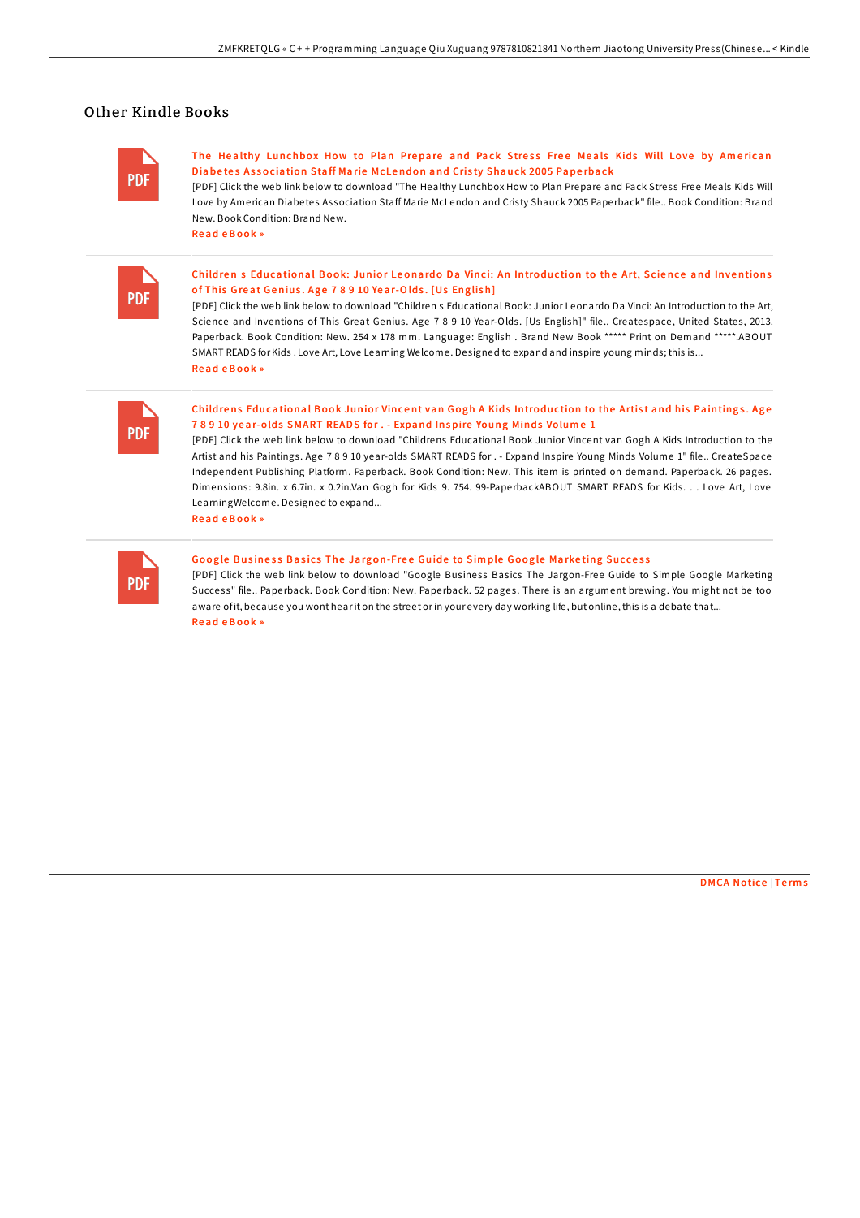## Other Kindle Books

**The Healthy Lunchbox How to Plan Prepare and Pack Stress Free Meals Kids Will Love by American Diabetes Association Staff Marie McLendon and Cristy Shauck 2005 Paperback**

[PDF] Click the web link below to download "The Healthy Lunchbox How to Plan Prepare and Pack Stress Free Meals Kids Will Love by American Diabetes Association Staff Marie McLendon and Cristy Shauck 2005 Paperback" file.. Book Condition: Brand New. Book Condition: Brand New.

Read eBook »

**Children s Educational Book: Junior Leonardo Da Vinci: An Introduction to the Art, Science and Inventions of This Great Genius. Age 7 8 9 10 Year-Olds. [Us English]**

[PDF] Click the web link below to download "Children s Educational Book: Junior Leonardo Da Vinci: An Introduction to the Art, Science and Inventions of This Great Genius. Age 7 8 9 10 Year-Olds. [Us English]" file.. Createspace, United States, 2013. Paperback. Book Condition: New. 254 x 178 mm. Language: English . Brand New Book ***** Print on Demand *****.ABOUT SMART READS for Kids . Love Art, Love Learning Welcome. Designed to expand and inspire young minds; this is...

Read eBook »

**Childrens Educational Book Junior Vincent van Gogh A Kids Introduction to the Artist and his Paintings. Age 7 8 9 10 year-olds SMART READS for . - Expand Inspire Young Minds Volume 1**

[PDF] Click the web link below to download "Childrens Educational Book Junior Vincent van Gogh A Kids Introduction to the Artist and his Paintings. Age 7 8 9 10 year-olds SMART READS for . - Expand Inspire Young Minds Volume 1" file.. CreateSpace Independent Publishing Platform. Paperback. Book Condition: New. This item is printed on demand. Paperback. 26 pages. Dimensions: 9.8in. x 6.7in. x 0.2in.Van Gogh for Kids 9. 754. 99-PaperbackABOUT SMART READS for Kids. . . Love Art, Love LearningWelcome. Designed to expand...

Read eBook »

**Google Business Basics The Jargon-Free Guide to Simple Google Marketing Success**

[PDF] Click the web link below to download "Google Business Basics The Jargon-Free Guide to Simple Google Marketing Success" file.. Paperback. Book Condition: New. Paperback. 52 pages. There is an argument brewing. You might not be too aware of it, because you wont hear it on the street or in your every day working life, but online, this is a debate that...

Read eBook »

DMCA Notice | Terms